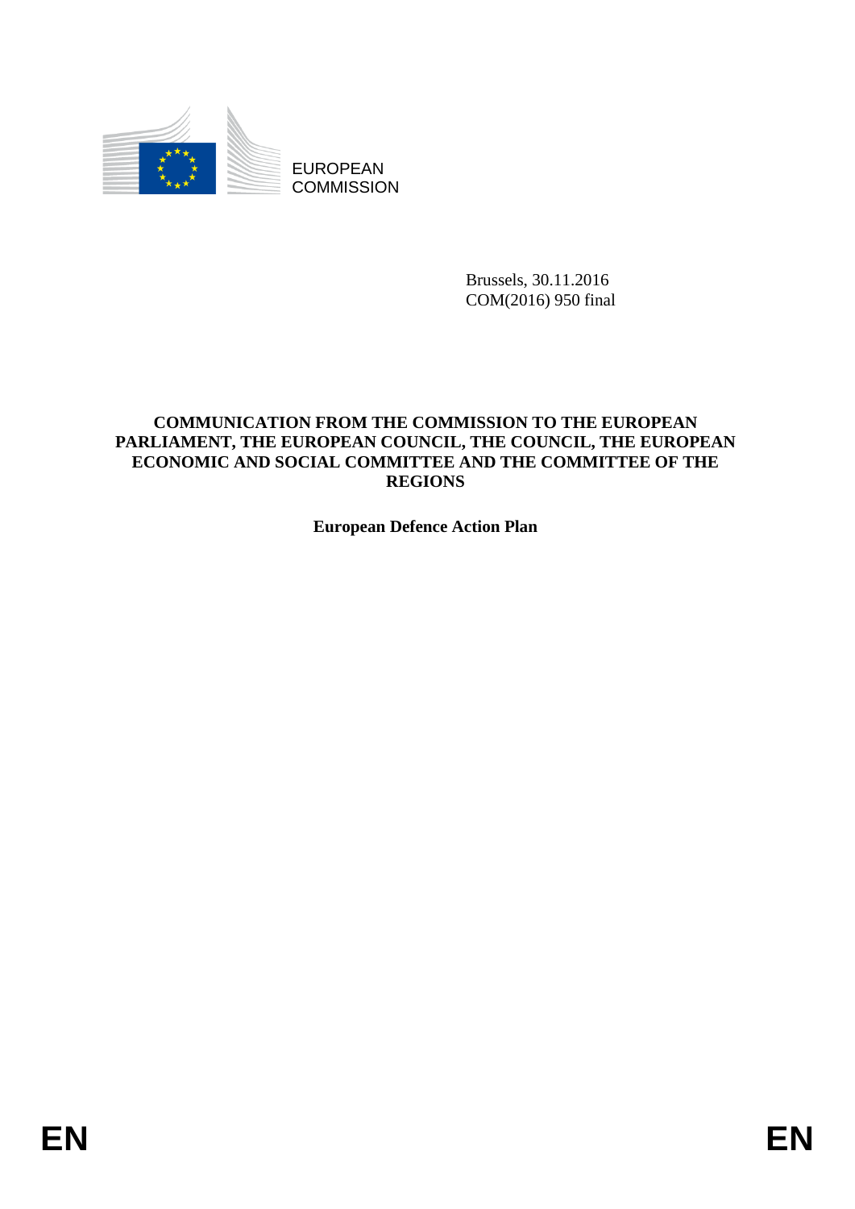EUROPEAN COMMISSION

Brussels, 30.11.2016
COM(2016) 950 final

**COMMUNICATION FROM THE COMMISSION TO THE EUROPEAN PARLIAMENT, THE EUROPEAN COUNCIL, THE COUNCIL, THE EUROPEAN ECONOMIC AND SOCIAL COMMITTEE AND THE COMMITTEE OF THE REGIONS**

**European Defence Action Plan**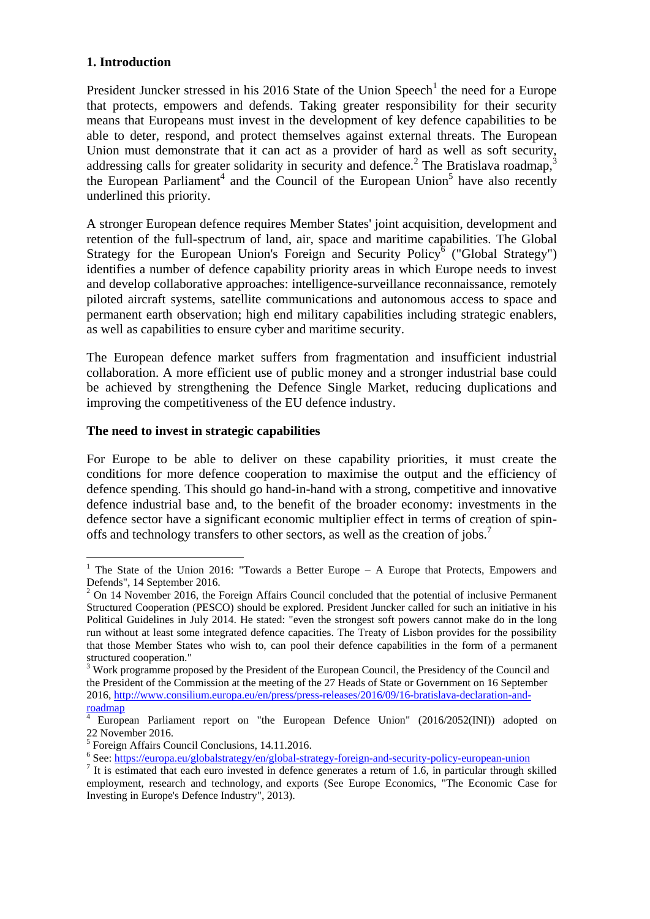## 1. Introduction

President Juncker stressed in his 2016 State of the Union Speech[1] the need for a Europe that protects, empowers and defends. Taking greater responsibility for their security means that Europeans must invest in the development of key defence capabilities to be able to deter, respond, and protect themselves against external threats. The European Union must demonstrate that it can act as a provider of hard as well as soft security, addressing calls for greater solidarity in security and defence.[2] The Bratislava roadmap,[3] the European Parliament[4] and the Council of the European Union[5] have also recently underlined this priority.

A stronger European defence requires Member States' joint acquisition, development and retention of the full-spectrum of land, air, space and maritime capabilities. The Global Strategy for the European Union's Foreign and Security Policy[6] ("Global Strategy") identifies a number of defence capability priority areas in which Europe needs to invest and develop collaborative approaches: intelligence-surveillance reconnaissance, remotely piloted aircraft systems, satellite communications and autonomous access to space and permanent earth observation; high end military capabilities including strategic enablers, as well as capabilities to ensure cyber and maritime security.

The European defence market suffers from fragmentation and insufficient industrial collaboration. A more efficient use of public money and a stronger industrial base could be achieved by strengthening the Defence Single Market, reducing duplications and improving the competitiveness of the EU defence industry.

### The need to invest in strategic capabilities

For Europe to be able to deliver on these capability priorities, it must create the conditions for more defence cooperation to maximise the output and the efficiency of defence spending. This should go hand-in-hand with a strong, competitive and innovative defence industrial base and, to the benefit of the broader economy: investments in the defence sector have a significant economic multiplier effect in terms of creation of spin-offs and technology transfers to other sectors, as well as the creation of jobs.[7]

---

[1] The State of the Union 2016: "Towards a Better Europe – A Europe that Protects, Empowers and Defends", 14 September 2016.

[2] On 14 November 2016, the Foreign Affairs Council concluded that the potential of inclusive Permanent Structured Cooperation (PESCO) should be explored. President Juncker called for such an initiative in his Political Guidelines in July 2014. He stated: "even the strongest soft powers cannot make do in the long run without at least some integrated defence capacities. The Treaty of Lisbon provides for the possibility that those Member States who wish to, can pool their defence capabilities in the form of a permanent structured cooperation."

[3] Work programme proposed by the President of the European Council, the Presidency of the Council and the President of the Commission at the meeting of the 27 Heads of State or Government on 16 September 2016, http://www.consilium.europa.eu/en/press/press-releases/2016/09/16-bratislava-declaration-and-roadmap

[4] European Parliament report on "the European Defence Union" (2016/2052(INI)) adopted on 22 November 2016.

[5] Foreign Affairs Council Conclusions, 14.11.2016.

[6] See: https://europa.eu/globalstrategy/en/global-strategy-foreign-and-security-policy-european-union

[7] It is estimated that each euro invested in defence generates a return of 1.6, in particular through skilled employment, research and technology, and exports (See Europe Economics, "The Economic Case for Investing in Europe's Defence Industry", 2013).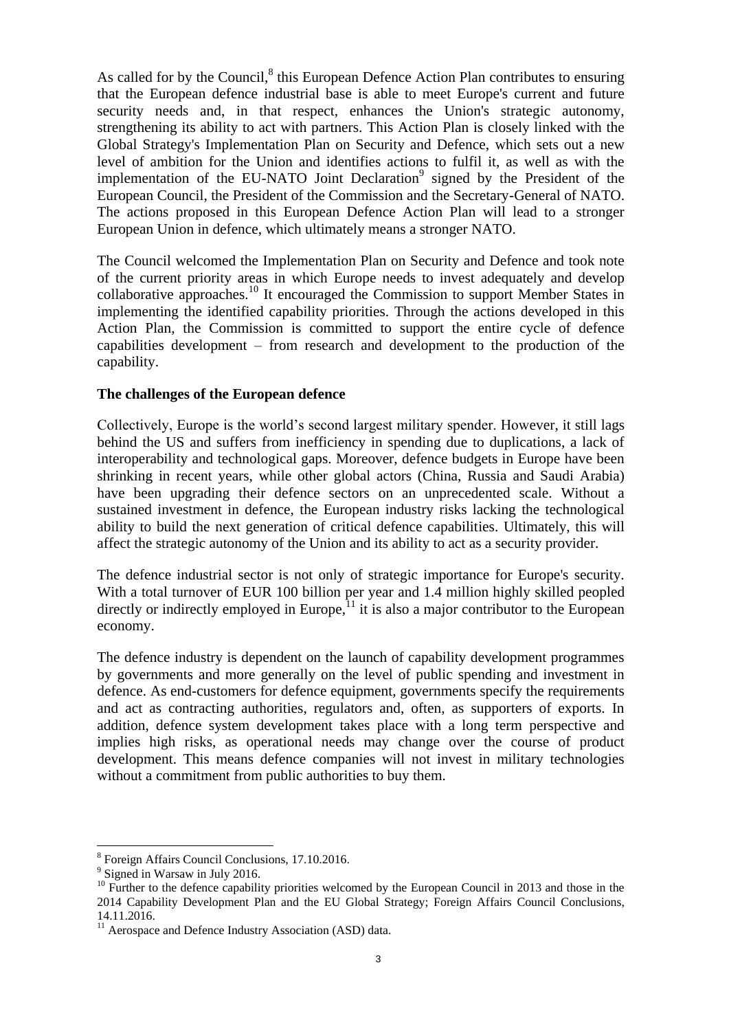As called for by the Council,[8] this European Defence Action Plan contributes to ensuring that the European defence industrial base is able to meet Europe's current and future security needs and, in that respect, enhances the Union's strategic autonomy, strengthening its ability to act with partners. This Action Plan is closely linked with the Global Strategy's Implementation Plan on Security and Defence, which sets out a new level of ambition for the Union and identifies actions to fulfil it, as well as with the implementation of the EU-NATO Joint Declaration[9] signed by the President of the European Council, the President of the Commission and the Secretary-General of NATO. The actions proposed in this European Defence Action Plan will lead to a stronger European Union in defence, which ultimately means a stronger NATO.

The Council welcomed the Implementation Plan on Security and Defence and took note of the current priority areas in which Europe needs to invest adequately and develop collaborative approaches.[10] It encouraged the Commission to support Member States in implementing the identified capability priorities. Through the actions developed in this Action Plan, the Commission is committed to support the entire cycle of defence capabilities development – from research and development to the production of the capability.

**The challenges of the European defence**

Collectively, Europe is the world's second largest military spender. However, it still lags behind the US and suffers from inefficiency in spending due to duplications, a lack of interoperability and technological gaps. Moreover, defence budgets in Europe have been shrinking in recent years, while other global actors (China, Russia and Saudi Arabia) have been upgrading their defence sectors on an unprecedented scale. Without a sustained investment in defence, the European industry risks lacking the technological ability to build the next generation of critical defence capabilities. Ultimately, this will affect the strategic autonomy of the Union and its ability to act as a security provider.

The defence industrial sector is not only of strategic importance for Europe's security. With a total turnover of EUR 100 billion per year and 1.4 million highly skilled peopled directly or indirectly employed in Europe,[11] it is also a major contributor to the European economy.

The defence industry is dependent on the launch of capability development programmes by governments and more generally on the level of public spending and investment in defence. As end-customers for defence equipment, governments specify the requirements and act as contracting authorities, regulators and, often, as supporters of exports. In addition, defence system development takes place with a long term perspective and implies high risks, as operational needs may change over the course of product development. This means defence companies will not invest in military technologies without a commitment from public authorities to buy them.

---

[8] Foreign Affairs Council Conclusions, 17.10.2016.

[9] Signed in Warsaw in July 2016.

[10] Further to the defence capability priorities welcomed by the European Council in 2013 and those in the 2014 Capability Development Plan and the EU Global Strategy; Foreign Affairs Council Conclusions, 14.11.2016.

[11] Aerospace and Defence Industry Association (ASD) data.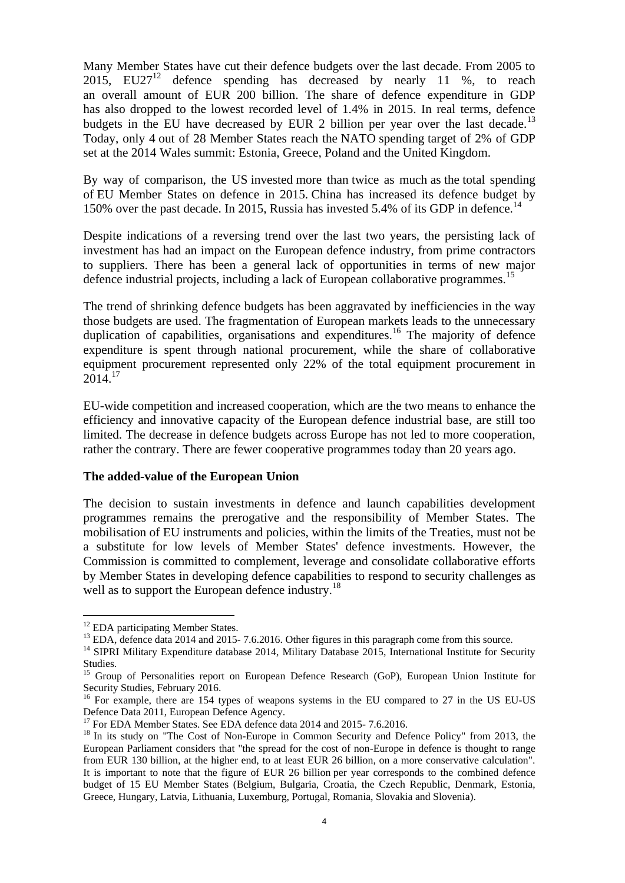Many Member States have cut their defence budgets over the last decade. From 2005 to 2015, EU27[12] defence spending has decreased by nearly 11 %, to reach an overall amount of EUR 200 billion. The share of defence expenditure in GDP has also dropped to the lowest recorded level of 1.4% in 2015. In real terms, defence budgets in the EU have decreased by EUR 2 billion per year over the last decade.[13] Today, only 4 out of 28 Member States reach the NATO spending target of 2% of GDP set at the 2014 Wales summit: Estonia, Greece, Poland and the United Kingdom.

By way of comparison, the US invested more than twice as much as the total spending of EU Member States on defence in 2015. China has increased its defence budget by 150% over the past decade. In 2015, Russia has invested 5.4% of its GDP in defence.[14]

Despite indications of a reversing trend over the last two years, the persisting lack of investment has had an impact on the European defence industry, from prime contractors to suppliers. There has been a general lack of opportunities in terms of new major defence industrial projects, including a lack of European collaborative programmes.[15]

The trend of shrinking defence budgets has been aggravated by inefficiencies in the way those budgets are used. The fragmentation of European markets leads to the unnecessary duplication of capabilities, organisations and expenditures.[16] The majority of defence expenditure is spent through national procurement, while the share of collaborative equipment procurement represented only 22% of the total equipment procurement in 2014.[17]

EU-wide competition and increased cooperation, which are the two means to enhance the efficiency and innovative capacity of the European defence industrial base, are still too limited. The decrease in defence budgets across Europe has not led to more cooperation, rather the contrary. There are fewer cooperative programmes today than 20 years ago.

**The added-value of the European Union**

The decision to sustain investments in defence and launch capabilities development programmes remains the prerogative and the responsibility of Member States. The mobilisation of EU instruments and policies, within the limits of the Treaties, must not be a substitute for low levels of Member States' defence investments. However, the Commission is committed to complement, leverage and consolidate collaborative efforts by Member States in developing defence capabilities to respond to security challenges as well as to support the European defence industry.[18]

---

[12] EDA participating Member States.

[13] EDA, defence data 2014 and 2015- 7.6.2016. Other figures in this paragraph come from this source.

[14] SIPRI Military Expenditure database 2014, Military Database 2015, International Institute for Security Studies.

[15] Group of Personalities report on European Defence Research (GoP), European Union Institute for Security Studies, February 2016.

[16] For example, there are 154 types of weapons systems in the EU compared to 27 in the US EU-US Defence Data 2011, European Defence Agency.

[17] For EDA Member States. See EDA defence data 2014 and 2015- 7.6.2016.

[18] In its study on "The Cost of Non-Europe in Common Security and Defence Policy" from 2013, the European Parliament considers that "the spread for the cost of non-Europe in defence is thought to range from EUR 130 billion, at the higher end, to at least EUR 26 billion, on a more conservative calculation". It is important to note that the figure of EUR 26 billion per year corresponds to the combined defence budget of 15 EU Member States (Belgium, Bulgaria, Croatia, the Czech Republic, Denmark, Estonia, Greece, Hungary, Latvia, Lithuania, Luxemburg, Portugal, Romania, Slovakia and Slovenia).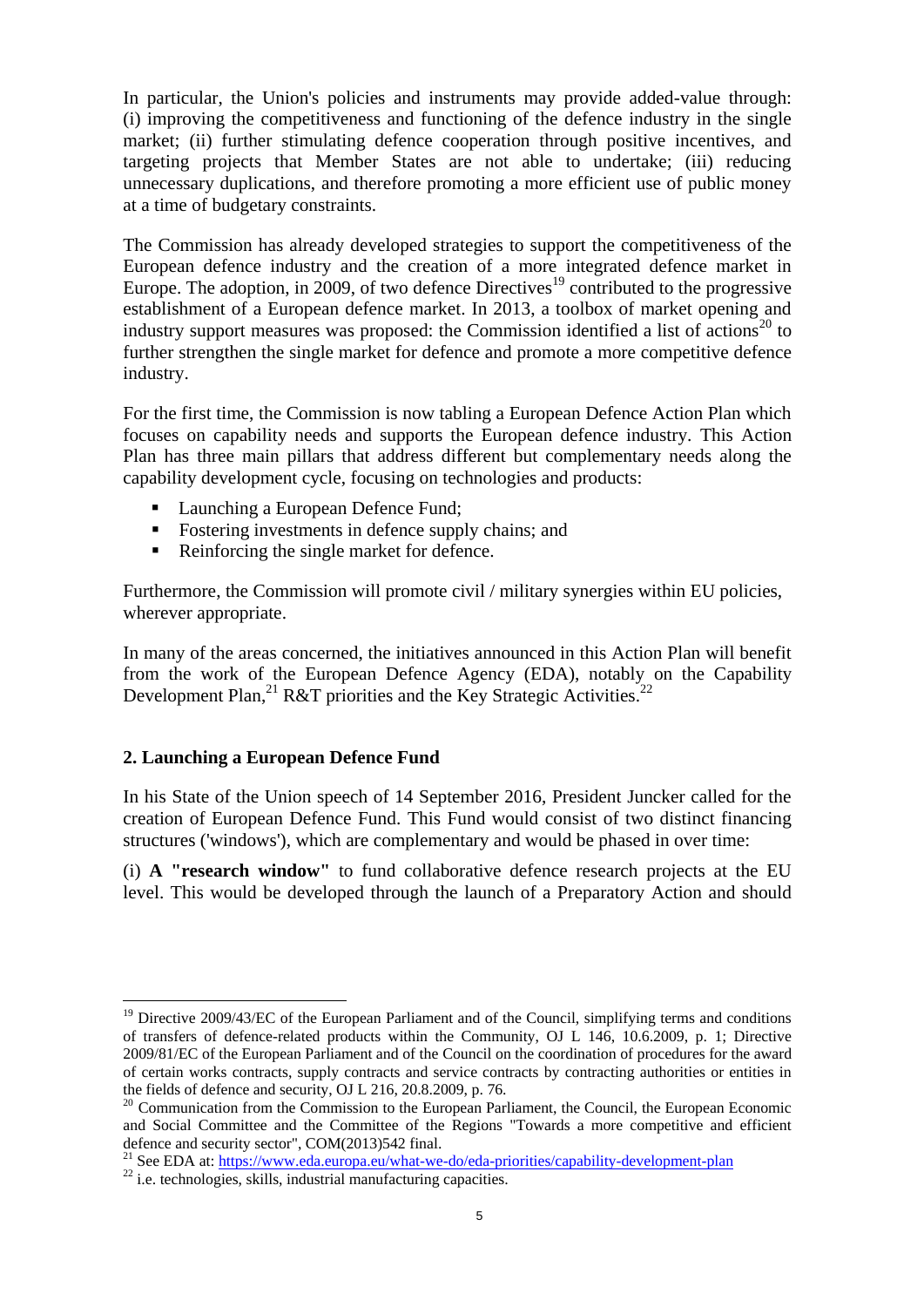In particular, the Union's policies and instruments may provide added-value through: (i) improving the competitiveness and functioning of the defence industry in the single market; (ii) further stimulating defence cooperation through positive incentives, and targeting projects that Member States are not able to undertake; (iii) reducing unnecessary duplications, and therefore promoting a more efficient use of public money at a time of budgetary constraints.

The Commission has already developed strategies to support the competitiveness of the European defence industry and the creation of a more integrated defence market in Europe. The adoption, in 2009, of two defence Directives[19] contributed to the progressive establishment of a European defence market. In 2013, a toolbox of market opening and industry support measures was proposed: the Commission identified a list of actions[20] to further strengthen the single market for defence and promote a more competitive defence industry.

For the first time, the Commission is now tabling a European Defence Action Plan which focuses on capability needs and supports the European defence industry. This Action Plan has three main pillars that address different but complementary needs along the capability development cycle, focusing on technologies and products:

- Launching a European Defence Fund;
- Fostering investments in defence supply chains; and
- Reinforcing the single market for defence.

Furthermore, the Commission will promote civil / military synergies within EU policies, wherever appropriate.

In many of the areas concerned, the initiatives announced in this Action Plan will benefit from the work of the European Defence Agency (EDA), notably on the Capability Development Plan,[21] R&T priorities and the Key Strategic Activities.[22]

## 2. Launching a European Defence Fund

In his State of the Union speech of 14 September 2016, President Juncker called for the creation of European Defence Fund. This Fund would consist of two distinct financing structures ('windows'), which are complementary and would be phased in over time:

(i) **A "research window"** to fund collaborative defence research projects at the EU level. This would be developed through the launch of a Preparatory Action and should

---

[19] Directive 2009/43/EC of the European Parliament and of the Council, simplifying terms and conditions of transfers of defence-related products within the Community, OJ L 146, 10.6.2009, p. 1; Directive 2009/81/EC of the European Parliament and of the Council on the coordination of procedures for the award of certain works contracts, supply contracts and service contracts by contracting authorities or entities in the fields of defence and security, OJ L 216, 20.8.2009, p. 76.

[20] Communication from the Commission to the European Parliament, the Council, the European Economic and Social Committee and the Committee of the Regions "Towards a more competitive and efficient defence and security sector", COM(2013)542 final.

[21] See EDA at: https://www.eda.europa.eu/what-we-do/eda-priorities/capability-development-plan

[22] i.e. technologies, skills, industrial manufacturing capacities.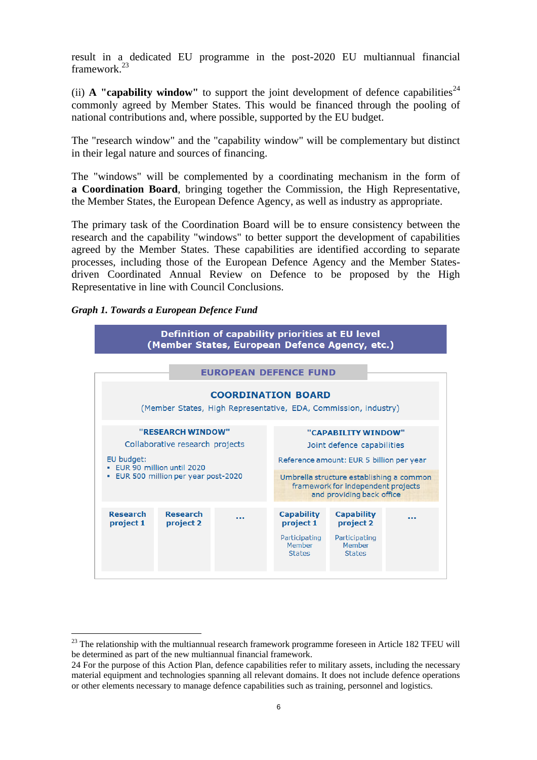result in a dedicated EU programme in the post-2020 EU multiannual financial framework.[23]

(ii) A **"capability window"** to support the joint development of defence capabilities[24] commonly agreed by Member States. This would be financed through the pooling of national contributions and, where possible, supported by the EU budget.

The "research window" and the "capability window" will be complementary but distinct in their legal nature and sources of financing.

The "windows" will be complemented by a coordinating mechanism in the form of **a Coordination Board**, bringing together the Commission, the High Representative, the Member States, the European Defence Agency, as well as industry as appropriate.

The primary task of the Coordination Board will be to ensure consistency between the research and the capability "windows" to better support the development of capabilities agreed by the Member States. These capabilities are identified according to separate processes, including those of the European Defence Agency and the Member States-driven Coordinated Annual Review on Defence to be proposed by the High Representative in line with Council Conclusions.

***Graph 1. Towards a European Defence Fund***

**Definition of capability priorities at EU level (Member States, European Defence Agency, etc.)**

**EUROPEAN DEFENCE FUND**

**COORDINATION BOARD**
(Member States, High Representative, EDA, Commission, Industry)

| "RESEARCH WINDOW" | | | "CAPABILITY WINDOW" | | |
|---|---|---|---|---|---|
| Collaborative research projects<br><br>EU budget:<br>- EUR 90 million until 2020<br>- EUR 500 million per year post-2020 | | | Joint defence capabilities<br><br>Reference amount: EUR 5 billion per year<br><br>Umbrella structure establishing a common framework for independent projects and providing back office | | |
| **Research project 1** | **Research project 2** | **...** | **Capability project 1**<br>Participating Member States | **Capability project 2**<br>Participating Member States | **...** |

---

[23] The relationship with the multiannual research framework programme foreseen in Article 182 TFEU will be determined as part of the new multiannual financial framework.

24 For the purpose of this Action Plan, defence capabilities refer to military assets, including the necessary material equipment and technologies spanning all relevant domains. It does not include defence operations or other elements necessary to manage defence capabilities such as training, personnel and logistics.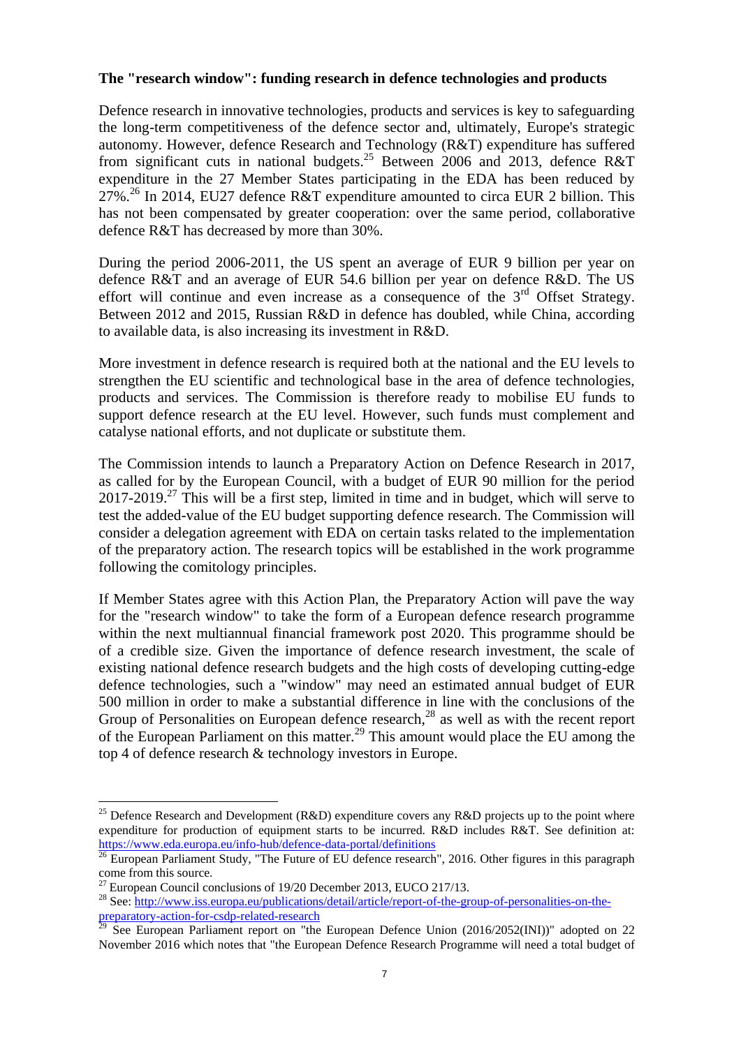**The "research window": funding research in defence technologies and products**

Defence research in innovative technologies, products and services is key to safeguarding the long-term competitiveness of the defence sector and, ultimately, Europe's strategic autonomy. However, defence Research and Technology (R&T) expenditure has suffered from significant cuts in national budgets.[25] Between 2006 and 2013, defence R&T expenditure in the 27 Member States participating in the EDA has been reduced by 27%.[26] In 2014, EU27 defence R&T expenditure amounted to circa EUR 2 billion. This has not been compensated by greater cooperation: over the same period, collaborative defence R&T has decreased by more than 30%.

During the period 2006-2011, the US spent an average of EUR 9 billion per year on defence R&T and an average of EUR 54.6 billion per year on defence R&D. The US effort will continue and even increase as a consequence of the 3rd Offset Strategy. Between 2012 and 2015, Russian R&D in defence has doubled, while China, according to available data, is also increasing its investment in R&D.

More investment in defence research is required both at the national and the EU levels to strengthen the EU scientific and technological base in the area of defence technologies, products and services. The Commission is therefore ready to mobilise EU funds to support defence research at the EU level. However, such funds must complement and catalyse national efforts, and not duplicate or substitute them.

The Commission intends to launch a Preparatory Action on Defence Research in 2017, as called for by the European Council, with a budget of EUR 90 million for the period 2017-2019.[27] This will be a first step, limited in time and in budget, which will serve to test the added-value of the EU budget supporting defence research. The Commission will consider a delegation agreement with EDA on certain tasks related to the implementation of the preparatory action. The research topics will be established in the work programme following the comitology principles.

If Member States agree with this Action Plan, the Preparatory Action will pave the way for the "research window" to take the form of a European defence research programme within the next multiannual financial framework post 2020. This programme should be of a credible size. Given the importance of defence research investment, the scale of existing national defence research budgets and the high costs of developing cutting-edge defence technologies, such a "window" may need an estimated annual budget of EUR 500 million in order to make a substantial difference in line with the conclusions of the Group of Personalities on European defence research,[28] as well as with the recent report of the European Parliament on this matter.[29] This amount would place the EU among the top 4 of defence research & technology investors in Europe.

---

[25] Defence Research and Development (R&D) expenditure covers any R&D projects up to the point where expenditure for production of equipment starts to be incurred. R&D includes R&T. See definition at: https://www.eda.europa.eu/info-hub/defence-data-portal/definitions

[26] European Parliament Study, "The Future of EU defence research", 2016. Other figures in this paragraph come from this source.

[27] European Council conclusions of 19/20 December 2013, EUCO 217/13.

[28] See: http://www.iss.europa.eu/publications/detail/article/report-of-the-group-of-personalities-on-the-preparatory-action-for-csdp-related-research

[29] See European Parliament report on "the European Defence Union (2016/2052(INI))" adopted on 22 November 2016 which notes that "the European Defence Research Programme will need a total budget of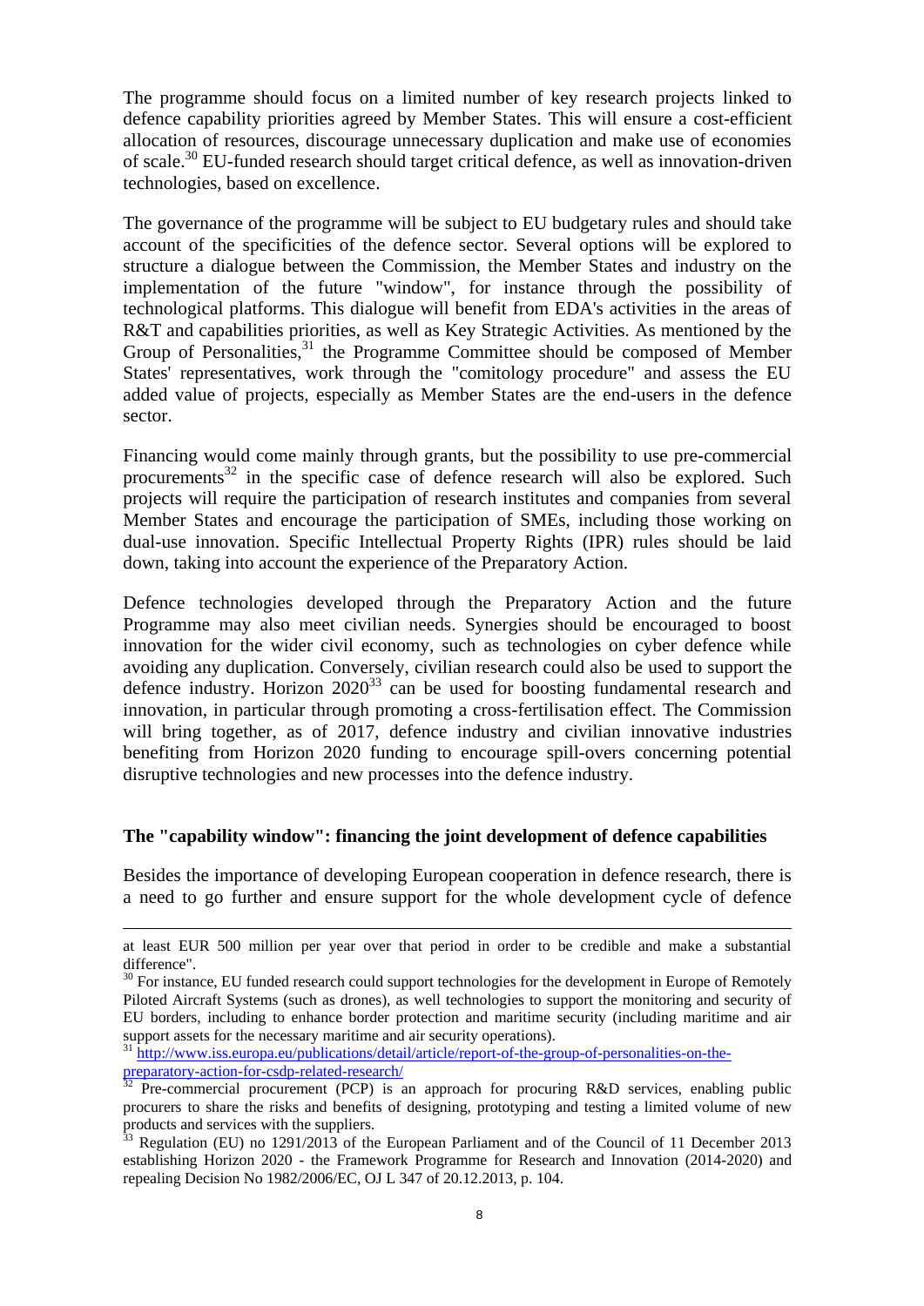The programme should focus on a limited number of key research projects linked to defence capability priorities agreed by Member States. This will ensure a cost-efficient allocation of resources, discourage unnecessary duplication and make use of economies of scale.[30] EU-funded research should target critical defence, as well as innovation-driven technologies, based on excellence.

The governance of the programme will be subject to EU budgetary rules and should take account of the specificities of the defence sector. Several options will be explored to structure a dialogue between the Commission, the Member States and industry on the implementation of the future "window", for instance through the possibility of technological platforms. This dialogue will benefit from EDA's activities in the areas of R&T and capabilities priorities, as well as Key Strategic Activities. As mentioned by the Group of Personalities,[31] the Programme Committee should be composed of Member States' representatives, work through the "comitology procedure" and assess the EU added value of projects, especially as Member States are the end-users in the defence sector.

Financing would come mainly through grants, but the possibility to use pre-commercial procurements[32] in the specific case of defence research will also be explored. Such projects will require the participation of research institutes and companies from several Member States and encourage the participation of SMEs, including those working on dual-use innovation. Specific Intellectual Property Rights (IPR) rules should be laid down, taking into account the experience of the Preparatory Action.

Defence technologies developed through the Preparatory Action and the future Programme may also meet civilian needs. Synergies should be encouraged to boost innovation for the wider civil economy, such as technologies on cyber defence while avoiding any duplication. Conversely, civilian research could also be used to support the defence industry. Horizon 2020[33] can be used for boosting fundamental research and innovation, in particular through promoting a cross-fertilisation effect. The Commission will bring together, as of 2017, defence industry and civilian innovative industries benefiting from Horizon 2020 funding to encourage spill-overs concerning potential disruptive technologies and new processes into the defence industry.

**The "capability window": financing the joint development of defence capabilities**

Besides the importance of developing European cooperation in defence research, there is a need to go further and ensure support for the whole development cycle of defence

---

at least EUR 500 million per year over that period in order to be credible and make a substantial difference".

[30] For instance, EU funded research could support technologies for the development in Europe of Remotely Piloted Aircraft Systems (such as drones), as well technologies to support the monitoring and security of EU borders, including to enhance border protection and maritime security (including maritime and air support assets for the necessary maritime and air security operations).

[31] http://www.iss.europa.eu/publications/detail/article/report-of-the-group-of-personalities-on-the-preparatory-action-for-csdp-related-research/

[32] Pre-commercial procurement (PCP) is an approach for procuring R&D services, enabling public procurers to share the risks and benefits of designing, prototyping and testing a limited volume of new products and services with the suppliers.

[33] Regulation (EU) no 1291/2013 of the European Parliament and of the Council of 11 December 2013 establishing Horizon 2020 - the Framework Programme for Research and Innovation (2014-2020) and repealing Decision No 1982/2006/EC, OJ L 347 of 20.12.2013, p. 104.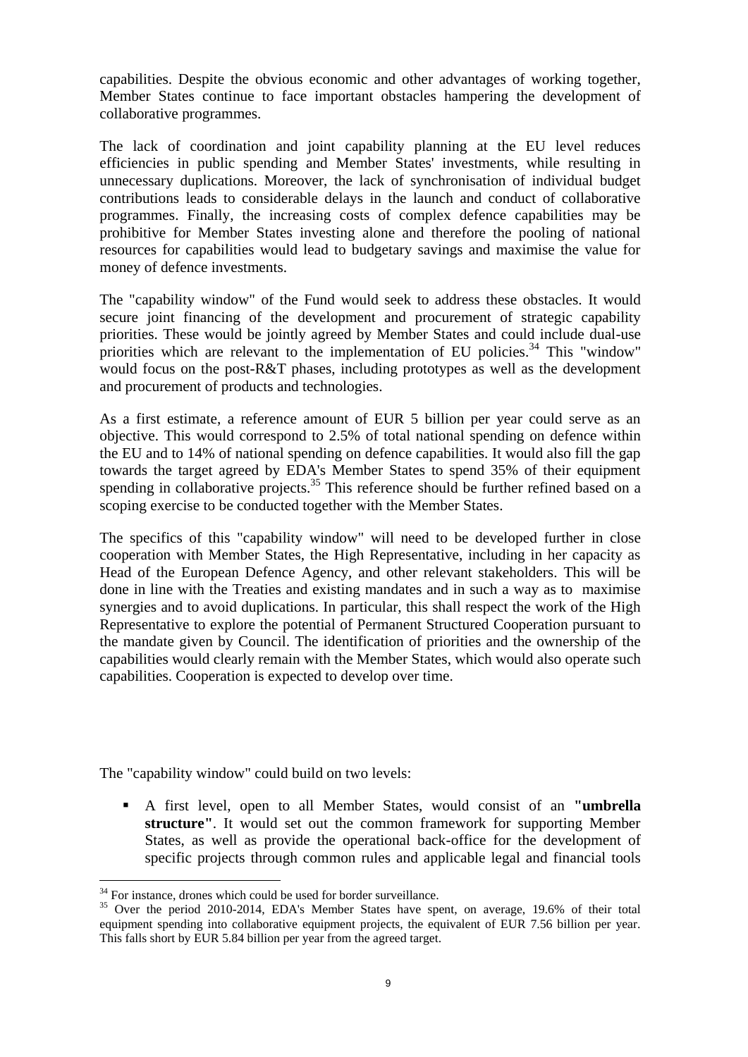capabilities. Despite the obvious economic and other advantages of working together, Member States continue to face important obstacles hampering the development of collaborative programmes.

The lack of coordination and joint capability planning at the EU level reduces efficiencies in public spending and Member States' investments, while resulting in unnecessary duplications. Moreover, the lack of synchronisation of individual budget contributions leads to considerable delays in the launch and conduct of collaborative programmes. Finally, the increasing costs of complex defence capabilities may be prohibitive for Member States investing alone and therefore the pooling of national resources for capabilities would lead to budgetary savings and maximise the value for money of defence investments.

The "capability window" of the Fund would seek to address these obstacles. It would secure joint financing of the development and procurement of strategic capability priorities. These would be jointly agreed by Member States and could include dual-use priorities which are relevant to the implementation of EU policies.[34] This "window" would focus on the post-R&T phases, including prototypes as well as the development and procurement of products and technologies.

As a first estimate, a reference amount of EUR 5 billion per year could serve as an objective. This would correspond to 2.5% of total national spending on defence within the EU and to 14% of national spending on defence capabilities. It would also fill the gap towards the target agreed by EDA's Member States to spend 35% of their equipment spending in collaborative projects.[35] This reference should be further refined based on a scoping exercise to be conducted together with the Member States.

The specifics of this "capability window" will need to be developed further in close cooperation with Member States, the High Representative, including in her capacity as Head of the European Defence Agency, and other relevant stakeholders. This will be done in line with the Treaties and existing mandates and in such a way as to maximise synergies and to avoid duplications. In particular, this shall respect the work of the High Representative to explore the potential of Permanent Structured Cooperation pursuant to the mandate given by Council. The identification of priorities and the ownership of the capabilities would clearly remain with the Member States, which would also operate such capabilities. Cooperation is expected to develop over time.

The "capability window" could build on two levels:

- A first level, open to all Member States, would consist of an **"umbrella structure"**. It would set out the common framework for supporting Member States, as well as provide the operational back-office for the development of specific projects through common rules and applicable legal and financial tools

[34] For instance, drones which could be used for border surveillance.

[35] Over the period 2010-2014, EDA's Member States have spent, on average, 19.6% of their total equipment spending into collaborative equipment projects, the equivalent of EUR 7.56 billion per year. This falls short by EUR 5.84 billion per year from the agreed target.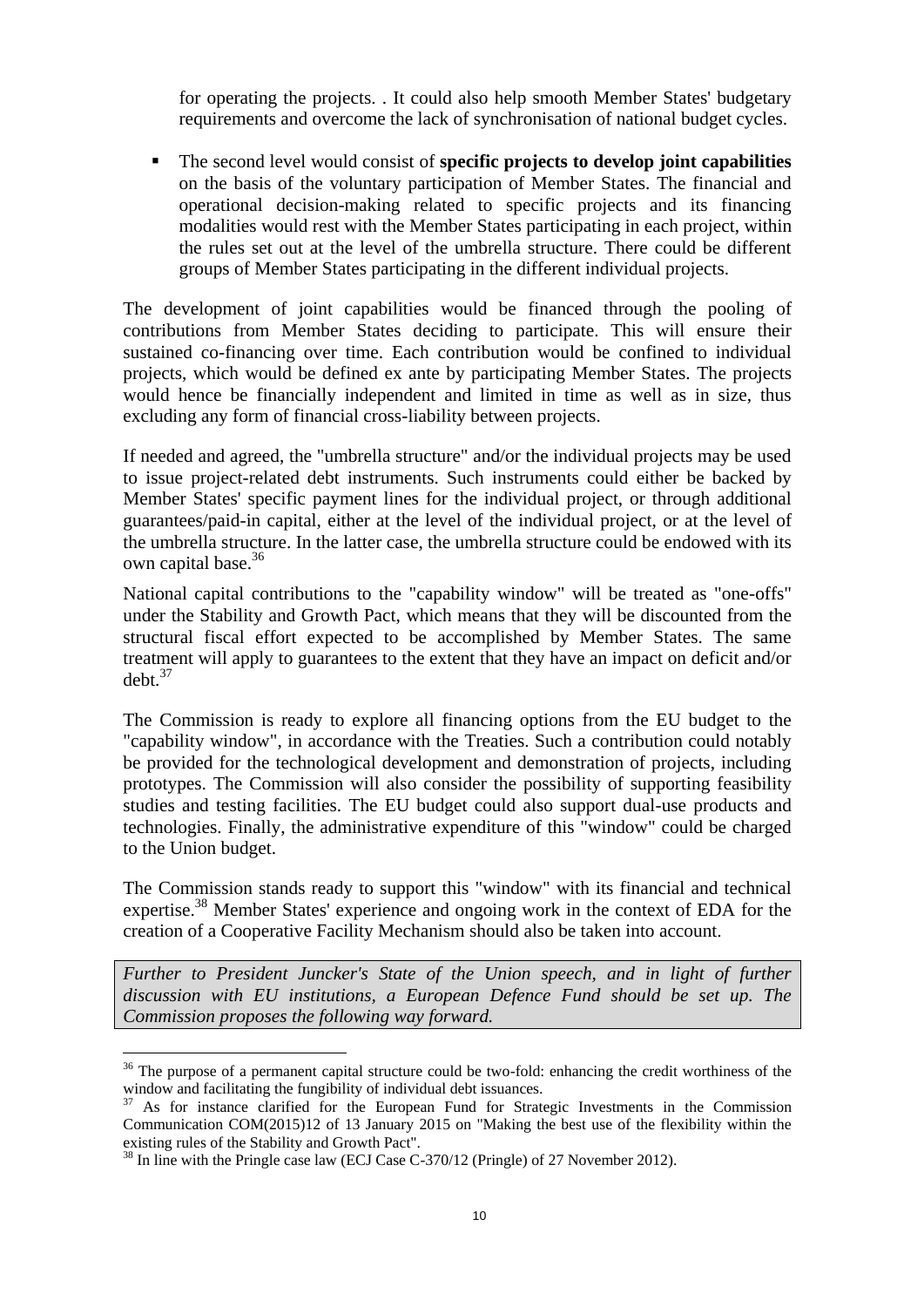for operating the projects. . It could also help smooth Member States' budgetary requirements and overcome the lack of synchronisation of national budget cycles.

- The second level would consist of **specific projects to develop joint capabilities** on the basis of the voluntary participation of Member States. The financial and operational decision-making related to specific projects and its financing modalities would rest with the Member States participating in each project, within the rules set out at the level of the umbrella structure. There could be different groups of Member States participating in the different individual projects.

The development of joint capabilities would be financed through the pooling of contributions from Member States deciding to participate. This will ensure their sustained co-financing over time. Each contribution would be confined to individual projects, which would be defined ex ante by participating Member States. The projects would hence be financially independent and limited in time as well as in size, thus excluding any form of financial cross-liability between projects.

If needed and agreed, the "umbrella structure" and/or the individual projects may be used to issue project-related debt instruments. Such instruments could either be backed by Member States' specific payment lines for the individual project, or through additional guarantees/paid-in capital, either at the level of the individual project, or at the level of the umbrella structure. In the latter case, the umbrella structure could be endowed with its own capital base.[36]

National capital contributions to the "capability window" will be treated as "one-offs" under the Stability and Growth Pact, which means that they will be discounted from the structural fiscal effort expected to be accomplished by Member States. The same treatment will apply to guarantees to the extent that they have an impact on deficit and/or debt.[37]

The Commission is ready to explore all financing options from the EU budget to the "capability window", in accordance with the Treaties. Such a contribution could notably be provided for the technological development and demonstration of projects, including prototypes. The Commission will also consider the possibility of supporting feasibility studies and testing facilities. The EU budget could also support dual-use products and technologies. Finally, the administrative expenditure of this "window" could be charged to the Union budget.

The Commission stands ready to support this "window" with its financial and technical expertise.[38] Member States' experience and ongoing work in the context of EDA for the creation of a Cooperative Facility Mechanism should also be taken into account.

*Further to President Juncker's State of the Union speech, and in light of further discussion with EU institutions, a European Defence Fund should be set up. The Commission proposes the following way forward.*

---

[36] The purpose of a permanent capital structure could be two-fold: enhancing the credit worthiness of the window and facilitating the fungibility of individual debt issuances.

[37] As for instance clarified for the European Fund for Strategic Investments in the Commission Communication COM(2015)12 of 13 January 2015 on "Making the best use of the flexibility within the existing rules of the Stability and Growth Pact".

[38] In line with the Pringle case law (ECJ Case C-370/12 (Pringle) of 27 November 2012).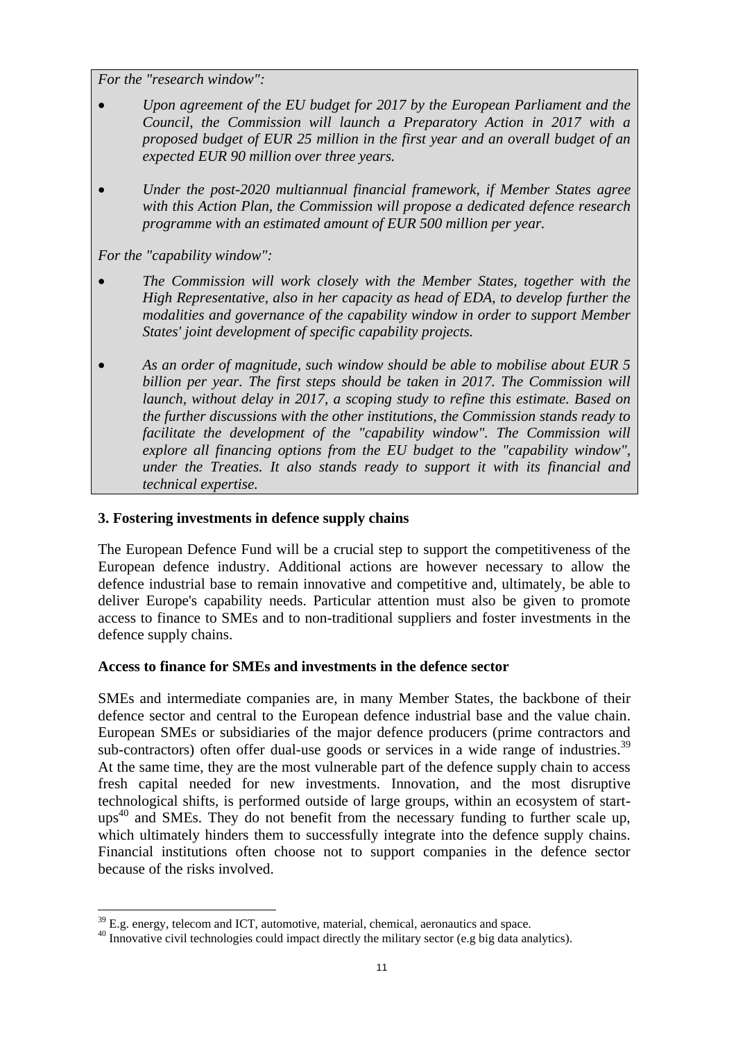*For the "research window":*

- *Upon agreement of the EU budget for 2017 by the European Parliament and the Council, the Commission will launch a Preparatory Action in 2017 with a proposed budget of EUR 25 million in the first year and an overall budget of an expected EUR 90 million over three years.*
- *Under the post-2020 multiannual financial framework, if Member States agree with this Action Plan, the Commission will propose a dedicated defence research programme with an estimated amount of EUR 500 million per year.*

*For the "capability window":*

- *The Commission will work closely with the Member States, together with the High Representative, also in her capacity as head of EDA, to develop further the modalities and governance of the capability window in order to support Member States' joint development of specific capability projects.*
- *As an order of magnitude, such window should be able to mobilise about EUR 5 billion per year. The first steps should be taken in 2017. The Commission will launch, without delay in 2017, a scoping study to refine this estimate. Based on the further discussions with the other institutions, the Commission stands ready to facilitate the development of the "capability window". The Commission will explore all financing options from the EU budget to the "capability window", under the Treaties. It also stands ready to support it with its financial and technical expertise.*

## 3. Fostering investments in defence supply chains

The European Defence Fund will be a crucial step to support the competitiveness of the European defence industry. Additional actions are however necessary to allow the defence industrial base to remain innovative and competitive and, ultimately, be able to deliver Europe's capability needs. Particular attention must also be given to promote access to finance to SMEs and to non-traditional suppliers and foster investments in the defence supply chains.

### Access to finance for SMEs and investments in the defence sector

SMEs and intermediate companies are, in many Member States, the backbone of their defence sector and central to the European defence industrial base and the value chain. European SMEs or subsidiaries of the major defence producers (prime contractors and sub-contractors) often offer dual-use goods or services in a wide range of industries.[39] At the same time, they are the most vulnerable part of the defence supply chain to access fresh capital needed for new investments. Innovation, and the most disruptive technological shifts, is performed outside of large groups, within an ecosystem of start-ups[40] and SMEs. They do not benefit from the necessary funding to further scale up, which ultimately hinders them to successfully integrate into the defence supply chains. Financial institutions often choose not to support companies in the defence sector because of the risks involved.

[39] E.g. energy, telecom and ICT, automotive, material, chemical, aeronautics and space.

[40] Innovative civil technologies could impact directly the military sector (e.g big data analytics).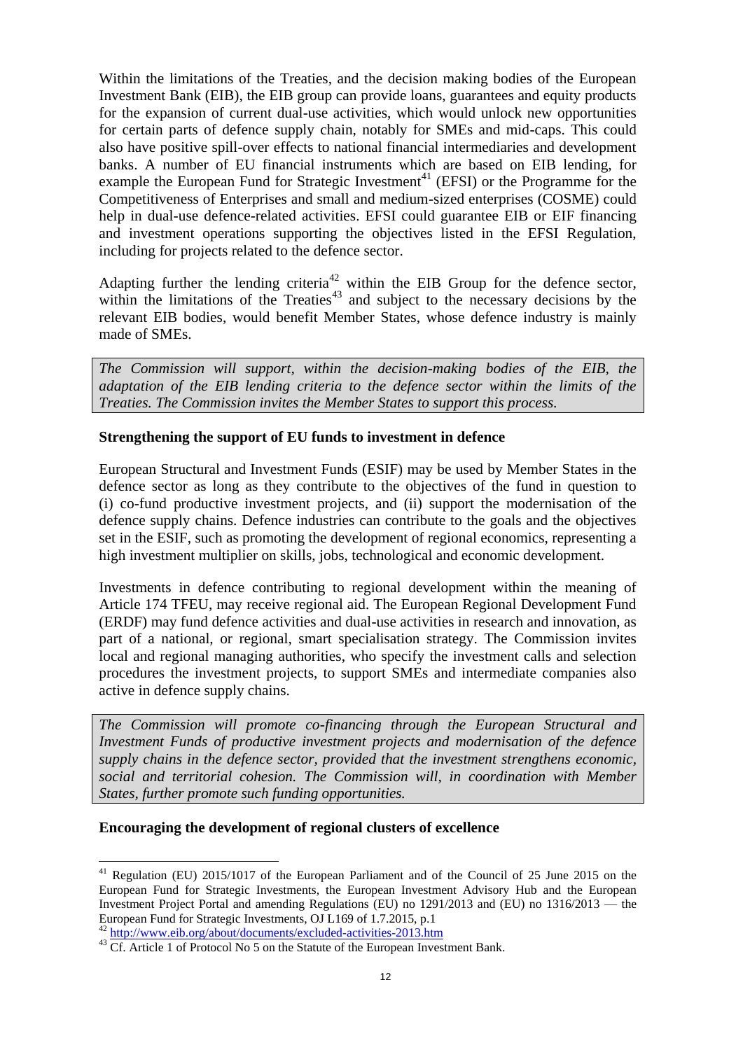Within the limitations of the Treaties, and the decision making bodies of the European Investment Bank (EIB), the EIB group can provide loans, guarantees and equity products for the expansion of current dual-use activities, which would unlock new opportunities for certain parts of defence supply chain, notably for SMEs and mid-caps. This could also have positive spill-over effects to national financial intermediaries and development banks. A number of EU financial instruments which are based on EIB lending, for example the European Fund for Strategic Investment[41] (EFSI) or the Programme for the Competitiveness of Enterprises and small and medium-sized enterprises (COSME) could help in dual-use defence-related activities. EFSI could guarantee EIB or EIF financing and investment operations supporting the objectives listed in the EFSI Regulation, including for projects related to the defence sector.

Adapting further the lending criteria[42] within the EIB Group for the defence sector, within the limitations of the Treaties[43] and subject to the necessary decisions by the relevant EIB bodies, would benefit Member States, whose defence industry is mainly made of SMEs.

*The Commission will support, within the decision-making bodies of the EIB, the adaptation of the EIB lending criteria to the defence sector within the limits of the Treaties. The Commission invites the Member States to support this process.*

**Strengthening the support of EU funds to investment in defence**

European Structural and Investment Funds (ESIF) may be used by Member States in the defence sector as long as they contribute to the objectives of the fund in question to (i) co-fund productive investment projects, and (ii) support the modernisation of the defence supply chains. Defence industries can contribute to the goals and the objectives set in the ESIF, such as promoting the development of regional economics, representing a high investment multiplier on skills, jobs, technological and economic development.

Investments in defence contributing to regional development within the meaning of Article 174 TFEU, may receive regional aid. The European Regional Development Fund (ERDF) may fund defence activities and dual-use activities in research and innovation, as part of a national, or regional, smart specialisation strategy. The Commission invites local and regional managing authorities, who specify the investment calls and selection procedures the investment projects, to support SMEs and intermediate companies also active in defence supply chains.

*The Commission will promote co-financing through the European Structural and Investment Funds of productive investment projects and modernisation of the defence supply chains in the defence sector, provided that the investment strengthens economic, social and territorial cohesion. The Commission will, in coordination with Member States, further promote such funding opportunities.*

**Encouraging the development of regional clusters of excellence**

---

[41] Regulation (EU) 2015/1017 of the European Parliament and of the Council of 25 June 2015 on the European Fund for Strategic Investments, the European Investment Advisory Hub and the European Investment Project Portal and amending Regulations (EU) no 1291/2013 and (EU) no 1316/2013 — the European Fund for Strategic Investments, OJ L169 of 1.7.2015, p.1

[42] http://www.eib.org/about/documents/excluded-activities-2013.htm

[43] Cf. Article 1 of Protocol No 5 on the Statute of the European Investment Bank.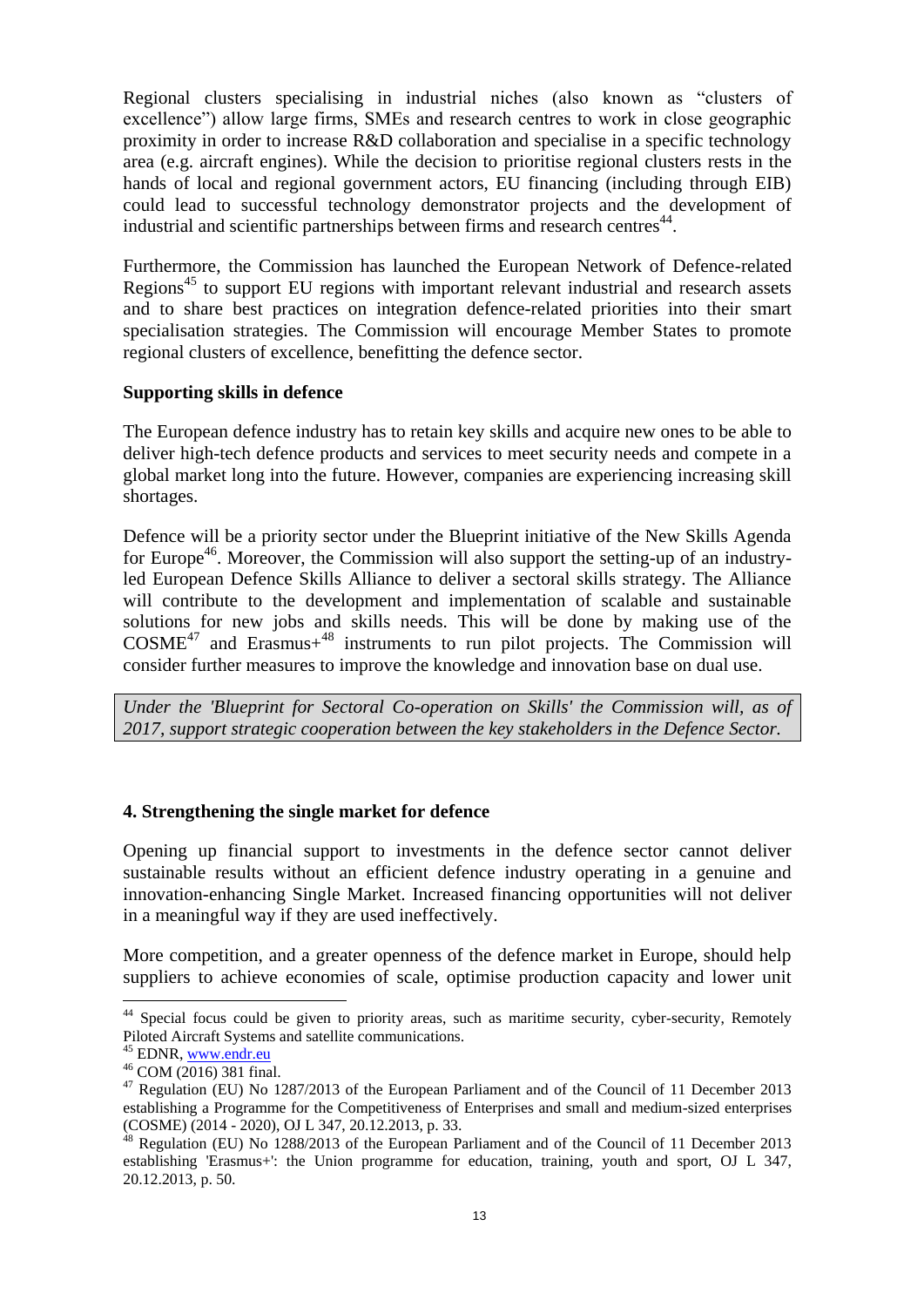Regional clusters specialising in industrial niches (also known as “clusters of excellence”) allow large firms, SMEs and research centres to work in close geographic proximity in order to increase R&D collaboration and specialise in a specific technology area (e.g. aircraft engines). While the decision to prioritise regional clusters rests in the hands of local and regional government actors, EU financing (including through EIB) could lead to successful technology demonstrator projects and the development of industrial and scientific partnerships between firms and research centres[44].

Furthermore, the Commission has launched the European Network of Defence-related Regions[45] to support EU regions with important relevant industrial and research assets and to share best practices on integration defence-related priorities into their smart specialisation strategies. The Commission will encourage Member States to promote regional clusters of excellence, benefitting the defence sector.

**Supporting skills in defence**

The European defence industry has to retain key skills and acquire new ones to be able to deliver high-tech defence products and services to meet security needs and compete in a global market long into the future. However, companies are experiencing increasing skill shortages.

Defence will be a priority sector under the Blueprint initiative of the New Skills Agenda for Europe[46]. Moreover, the Commission will also support the setting-up of an industry-led European Defence Skills Alliance to deliver a sectoral skills strategy. The Alliance will contribute to the development and implementation of scalable and sustainable solutions for new jobs and skills needs. This will be done by making use of the COSME[47] and Erasmus+[48] instruments to run pilot projects. The Commission will consider further measures to improve the knowledge and innovation base on dual use.

*Under the 'Blueprint for Sectoral Co-operation on Skills' the Commission will, as of 2017, support strategic cooperation between the key stakeholders in the Defence Sector.*

## 4. Strengthening the single market for defence

Opening up financial support to investments in the defence sector cannot deliver sustainable results without an efficient defence industry operating in a genuine and innovation-enhancing Single Market. Increased financing opportunities will not deliver in a meaningful way if they are used ineffectively.

More competition, and a greater openness of the defence market in Europe, should help suppliers to achieve economies of scale, optimise production capacity and lower unit

---

[44] Special focus could be given to priority areas, such as maritime security, cyber-security, Remotely Piloted Aircraft Systems and satellite communications.

[45] EDNR, www.endr.eu

[46] COM (2016) 381 final.

[47] Regulation (EU) No 1287/2013 of the European Parliament and of the Council of 11 December 2013 establishing a Programme for the Competitiveness of Enterprises and small and medium-sized enterprises (COSME) (2014 - 2020), OJ L 347, 20.12.2013, p. 33.

[48] Regulation (EU) No 1288/2013 of the European Parliament and of the Council of 11 December 2013 establishing 'Erasmus+': the Union programme for education, training, youth and sport, OJ L 347, 20.12.2013, p. 50.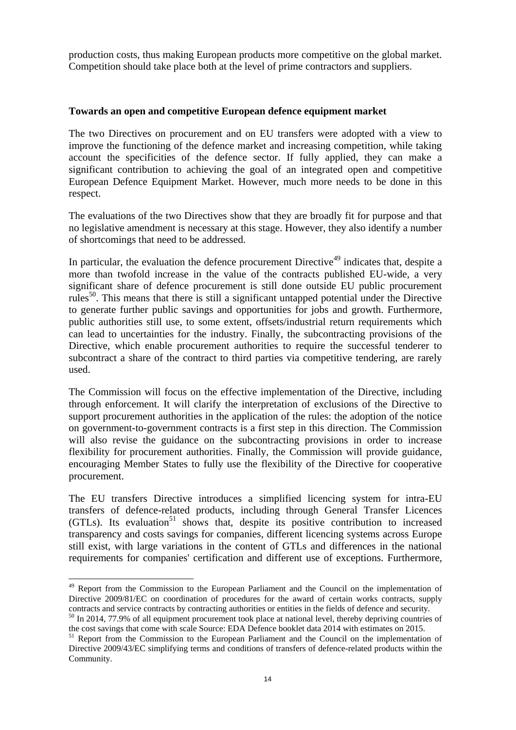production costs, thus making European products more competitive on the global market. Competition should take place both at the level of prime contractors and suppliers.

**Towards an open and competitive European defence equipment market**

The two Directives on procurement and on EU transfers were adopted with a view to improve the functioning of the defence market and increasing competition, while taking account the specificities of the defence sector. If fully applied, they can make a significant contribution to achieving the goal of an integrated open and competitive European Defence Equipment Market. However, much more needs to be done in this respect.

The evaluations of the two Directives show that they are broadly fit for purpose and that no legislative amendment is necessary at this stage. However, they also identify a number of shortcomings that need to be addressed.

In particular, the evaluation the defence procurement Directive[49] indicates that, despite a more than twofold increase in the value of the contracts published EU-wide, a very significant share of defence procurement is still done outside EU public procurement rules[50]. This means that there is still a significant untapped potential under the Directive to generate further public savings and opportunities for jobs and growth. Furthermore, public authorities still use, to some extent, offsets/industrial return requirements which can lead to uncertainties for the industry. Finally, the subcontracting provisions of the Directive, which enable procurement authorities to require the successful tenderer to subcontract a share of the contract to third parties via competitive tendering, are rarely used.

The Commission will focus on the effective implementation of the Directive, including through enforcement. It will clarify the interpretation of exclusions of the Directive to support procurement authorities in the application of the rules: the adoption of the notice on government-to-government contracts is a first step in this direction. The Commission will also revise the guidance on the subcontracting provisions in order to increase flexibility for procurement authorities. Finally, the Commission will provide guidance, encouraging Member States to fully use the flexibility of the Directive for cooperative procurement.

The EU transfers Directive introduces a simplified licencing system for intra-EU transfers of defence-related products, including through General Transfer Licences (GTLs). Its evaluation[51] shows that, despite its positive contribution to increased transparency and costs savings for companies, different licencing systems across Europe still exist, with large variations in the content of GTLs and differences in the national requirements for companies' certification and different use of exceptions. Furthermore,

---

[49] Report from the Commission to the European Parliament and the Council on the implementation of Directive 2009/81/EC on coordination of procedures for the award of certain works contracts, supply contracts and service contracts by contracting authorities or entities in the fields of defence and security.

[50] In 2014, 77.9% of all equipment procurement took place at national level, thereby depriving countries of the cost savings that come with scale Source: EDA Defence booklet data 2014 with estimates on 2015.

[51] Report from the Commission to the European Parliament and the Council on the implementation of Directive 2009/43/EC simplifying terms and conditions of transfers of defence-related products within the Community.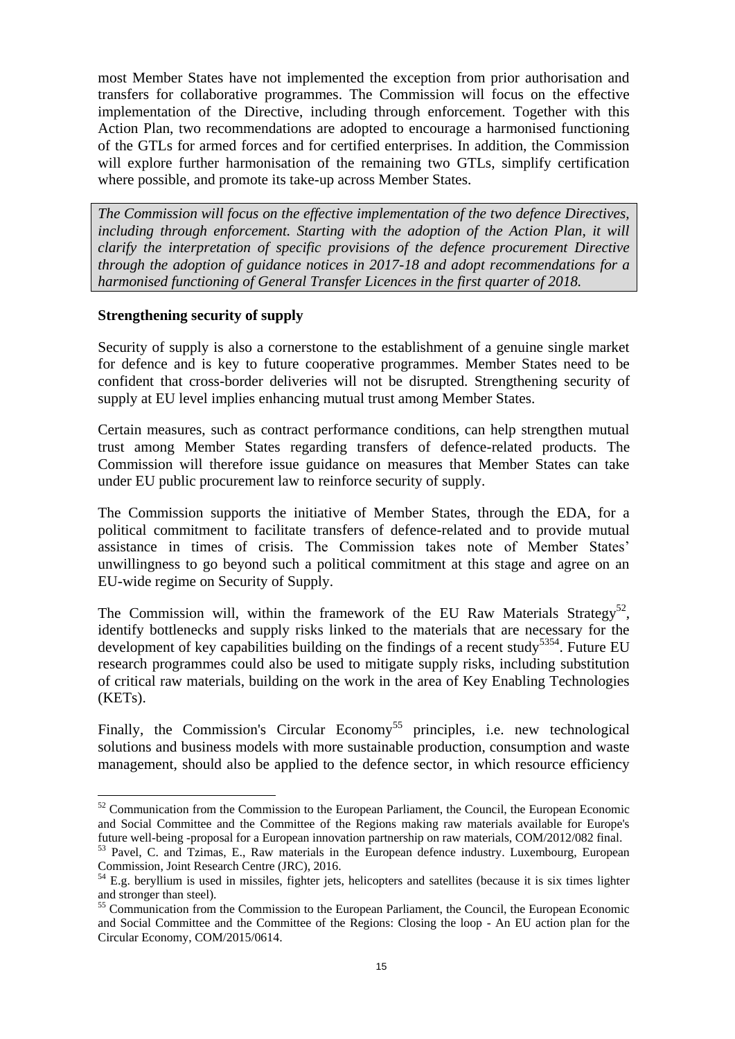most Member States have not implemented the exception from prior authorisation and transfers for collaborative programmes. The Commission will focus on the effective implementation of the Directive, including through enforcement. Together with this Action Plan, two recommendations are adopted to encourage a harmonised functioning of the GTLs for armed forces and for certified enterprises. In addition, the Commission will explore further harmonisation of the remaining two GTLs, simplify certification where possible, and promote its take-up across Member States.

*The Commission will focus on the effective implementation of the two defence Directives, including through enforcement. Starting with the adoption of the Action Plan, it will clarify the interpretation of specific provisions of the defence procurement Directive through the adoption of guidance notices in 2017-18 and adopt recommendations for a harmonised functioning of General Transfer Licences in the first quarter of 2018.*

**Strengthening security of supply**

Security of supply is also a cornerstone to the establishment of a genuine single market for defence and is key to future cooperative programmes. Member States need to be confident that cross-border deliveries will not be disrupted. Strengthening security of supply at EU level implies enhancing mutual trust among Member States.

Certain measures, such as contract performance conditions, can help strengthen mutual trust among Member States regarding transfers of defence-related products. The Commission will therefore issue guidance on measures that Member States can take under EU public procurement law to reinforce security of supply.

The Commission supports the initiative of Member States, through the EDA, for a political commitment to facilitate transfers of defence-related and to provide mutual assistance in times of crisis. The Commission takes note of Member States' unwillingness to go beyond such a political commitment at this stage and agree on an EU-wide regime on Security of Supply.

The Commission will, within the framework of the EU Raw Materials Strategy[52], identify bottlenecks and supply risks linked to the materials that are necessary for the development of key capabilities building on the findings of a recent study[53][54]. Future EU research programmes could also be used to mitigate supply risks, including substitution of critical raw materials, building on the work in the area of Key Enabling Technologies (KETs).

Finally, the Commission's Circular Economy[55] principles, i.e. new technological solutions and business models with more sustainable production, consumption and waste management, should also be applied to the defence sector, in which resource efficiency

---

[52] Communication from the Commission to the European Parliament, the Council, the European Economic and Social Committee and the Committee of the Regions making raw materials available for Europe's future well-being -proposal for a European innovation partnership on raw materials, COM/2012/082 final.

[53] Pavel, C. and Tzimas, E., Raw materials in the European defence industry. Luxembourg, European Commission, Joint Research Centre (JRC), 2016.

[54] E.g. beryllium is used in missiles, fighter jets, helicopters and satellites (because it is six times lighter and stronger than steel).

[55] Communication from the Commission to the European Parliament, the Council, the European Economic and Social Committee and the Committee of the Regions: Closing the loop - An EU action plan for the Circular Economy, COM/2015/0614.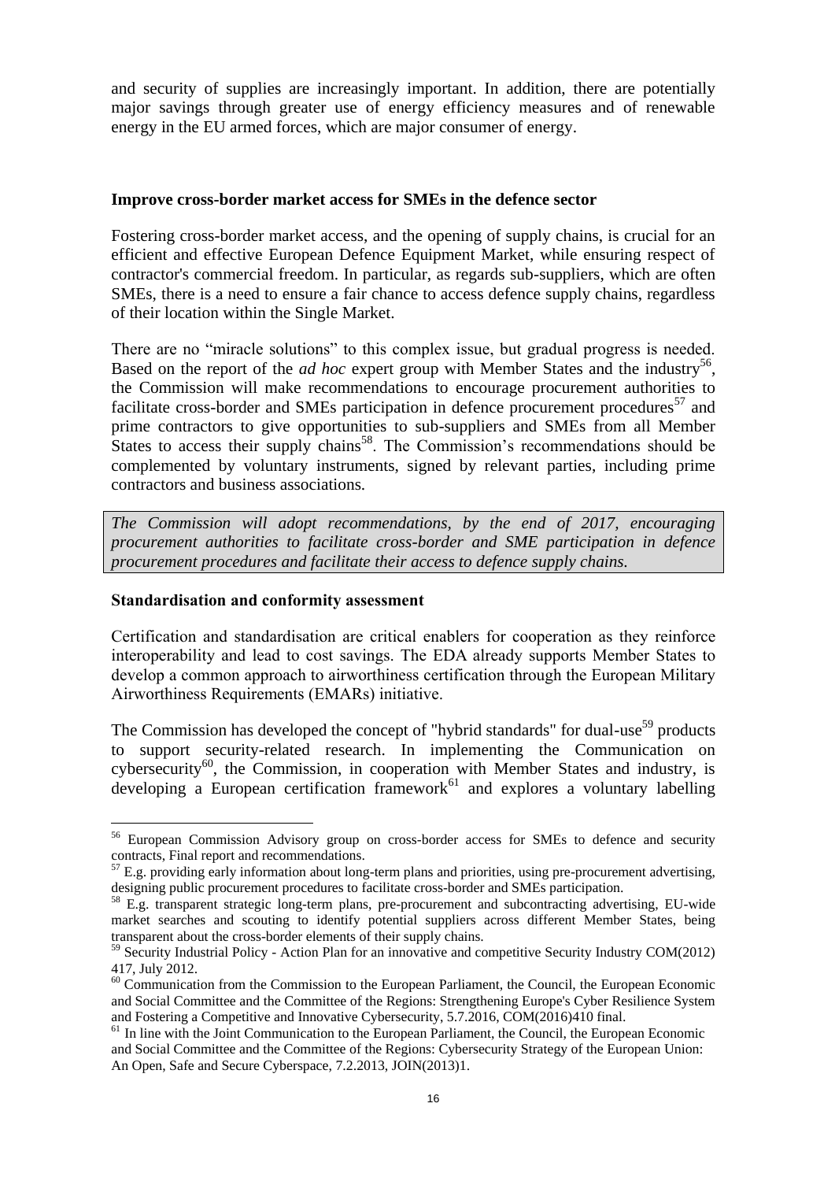and security of supplies are increasingly important. In addition, there are potentially major savings through greater use of energy efficiency measures and of renewable energy in the EU armed forces, which are major consumer of energy.

**Improve cross-border market access for SMEs in the defence sector**

Fostering cross-border market access, and the opening of supply chains, is crucial for an efficient and effective European Defence Equipment Market, while ensuring respect of contractor's commercial freedom. In particular, as regards sub-suppliers, which are often SMEs, there is a need to ensure a fair chance to access defence supply chains, regardless of their location within the Single Market.

There are no "miracle solutions" to this complex issue, but gradual progress is needed. Based on the report of the *ad hoc* expert group with Member States and the industry[56], the Commission will make recommendations to encourage procurement authorities to facilitate cross-border and SMEs participation in defence procurement procedures[57] and prime contractors to give opportunities to sub-suppliers and SMEs from all Member States to access their supply chains[58]. The Commission's recommendations should be complemented by voluntary instruments, signed by relevant parties, including prime contractors and business associations.

*The Commission will adopt recommendations, by the end of 2017, encouraging procurement authorities to facilitate cross-border and SME participation in defence procurement procedures and facilitate their access to defence supply chains.*

**Standardisation and conformity assessment**

Certification and standardisation are critical enablers for cooperation as they reinforce interoperability and lead to cost savings. The EDA already supports Member States to develop a common approach to airworthiness certification through the European Military Airworthiness Requirements (EMARs) initiative.

The Commission has developed the concept of "hybrid standards" for dual-use[59] products to support security-related research. In implementing the Communication on cybersecurity[60], the Commission, in cooperation with Member States and industry, is developing a European certification framework[61] and explores a voluntary labelling

---

[56] European Commission Advisory group on cross-border access for SMEs to defence and security contracts, Final report and recommendations.

[57] E.g. providing early information about long-term plans and priorities, using pre-procurement advertising, designing public procurement procedures to facilitate cross-border and SMEs participation.

[58] E.g. transparent strategic long-term plans, pre-procurement and subcontracting advertising, EU-wide market searches and scouting to identify potential suppliers across different Member States, being transparent about the cross-border elements of their supply chains.

[59] Security Industrial Policy - Action Plan for an innovative and competitive Security Industry COM(2012) 417, July 2012.

[60] Communication from the Commission to the European Parliament, the Council, the European Economic and Social Committee and the Committee of the Regions: Strengthening Europe's Cyber Resilience System and Fostering a Competitive and Innovative Cybersecurity, 5.7.2016, COM(2016)410 final.

[61] In line with the Joint Communication to the European Parliament, the Council, the European Economic and Social Committee and the Committee of the Regions: Cybersecurity Strategy of the European Union: An Open, Safe and Secure Cyberspace, 7.2.2013, JOIN(2013)1.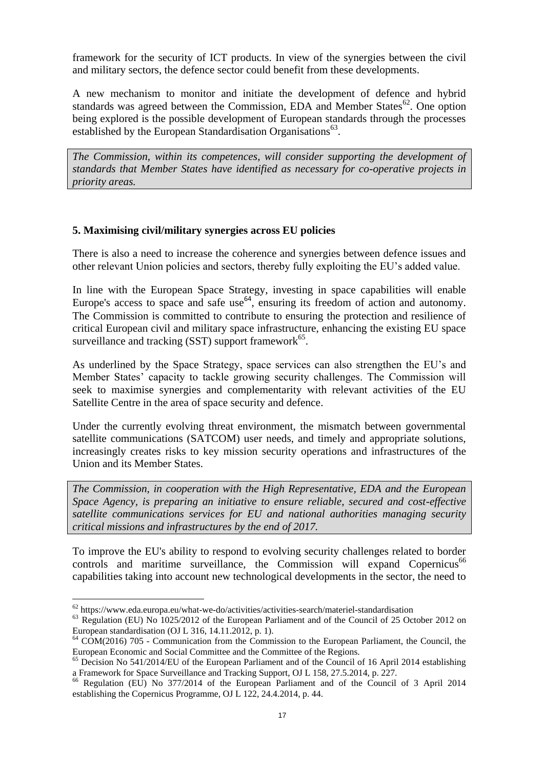framework for the security of ICT products. In view of the synergies between the civil and military sectors, the defence sector could benefit from these developments.

A new mechanism to monitor and initiate the development of defence and hybrid standards was agreed between the Commission, EDA and Member States[62]. One option being explored is the possible development of European standards through the processes established by the European Standardisation Organisations[63].

> *The Commission, within its competences, will consider supporting the development of standards that Member States have identified as necessary for co-operative projects in priority areas.*

### 5. Maximising civil/military synergies across EU policies

There is also a need to increase the coherence and synergies between defence issues and other relevant Union policies and sectors, thereby fully exploiting the EU's added value.

In line with the European Space Strategy, investing in space capabilities will enable Europe's access to space and safe use[64], ensuring its freedom of action and autonomy. The Commission is committed to contribute to ensuring the protection and resilience of critical European civil and military space infrastructure, enhancing the existing EU space surveillance and tracking (SST) support framework[65].

As underlined by the Space Strategy, space services can also strengthen the EU's and Member States' capacity to tackle growing security challenges. The Commission will seek to maximise synergies and complementarity with relevant activities of the EU Satellite Centre in the area of space security and defence.

Under the currently evolving threat environment, the mismatch between governmental satellite communications (SATCOM) user needs, and timely and appropriate solutions, increasingly creates risks to key mission security operations and infrastructures of the Union and its Member States.

> *The Commission, in cooperation with the High Representative, EDA and the European Space Agency, is preparing an initiative to ensure reliable, secured and cost-effective satellite communications services for EU and national authorities managing security critical missions and infrastructures by the end of 2017.*

To improve the EU's ability to respond to evolving security challenges related to border controls and maritime surveillance, the Commission will expand Copernicus[66] capabilities taking into account new technological developments in the sector, the need to

---

[62] https://www.eda.europa.eu/what-we-do/activities/activities-search/materiel-standardisation

[63] Regulation (EU) No 1025/2012 of the European Parliament and of the Council of 25 October 2012 on European standardisation (OJ L 316, 14.11.2012, p. 1).

[64] COM(2016) 705 - Communication from the Commission to the European Parliament, the Council, the European Economic and Social Committee and the Committee of the Regions.

[65] Decision No 541/2014/EU of the European Parliament and of the Council of 16 April 2014 establishing a Framework for Space Surveillance and Tracking Support, OJ L 158, 27.5.2014, p. 227.

[66] Regulation (EU) No 377/2014 of the European Parliament and of the Council of 3 April 2014 establishing the Copernicus Programme, OJ L 122, 24.4.2014, p. 44.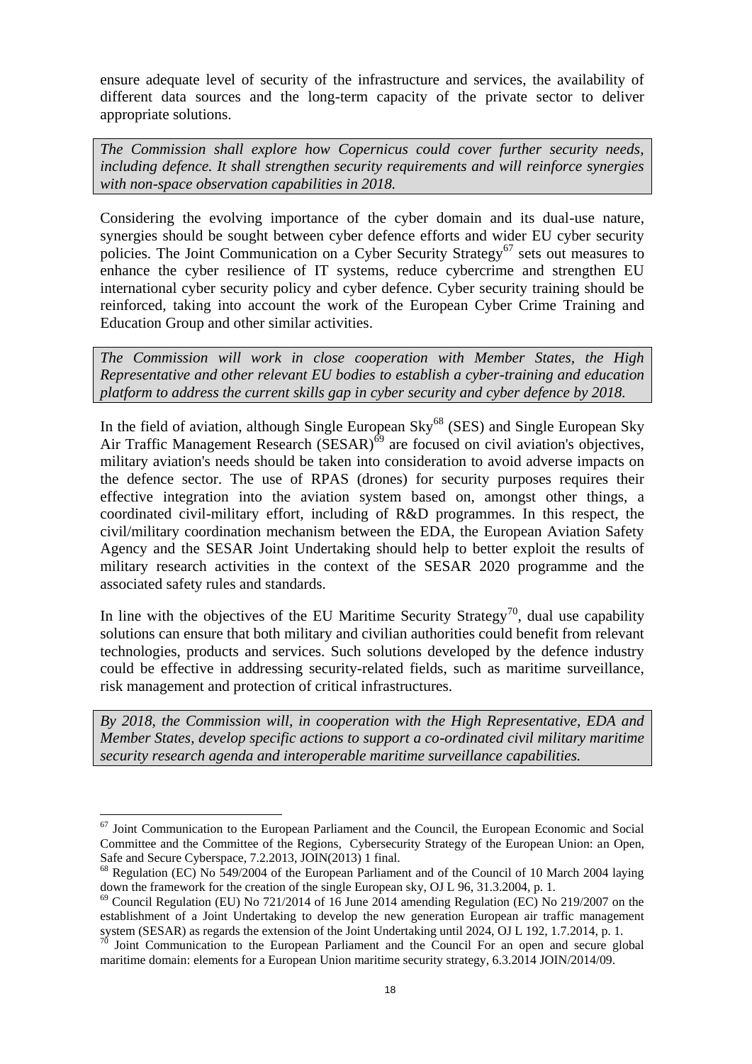ensure adequate level of security of the infrastructure and services, the availability of different data sources and the long-term capacity of the private sector to deliver appropriate solutions.

*The Commission shall explore how Copernicus could cover further security needs, including defence. It shall strengthen security requirements and will reinforce synergies with non-space observation capabilities in 2018.*

Considering the evolving importance of the cyber domain and its dual-use nature, synergies should be sought between cyber defence efforts and wider EU cyber security policies. The Joint Communication on a Cyber Security Strategy[67] sets out measures to enhance the cyber resilience of IT systems, reduce cybercrime and strengthen EU international cyber security policy and cyber defence. Cyber security training should be reinforced, taking into account the work of the European Cyber Crime Training and Education Group and other similar activities.

*The Commission will work in close cooperation with Member States, the High Representative and other relevant EU bodies to establish a cyber-training and education platform to address the current skills gap in cyber security and cyber defence by 2018.*

In the field of aviation, although Single European Sky[68] (SES) and Single European Sky Air Traffic Management Research (SESAR)[69] are focused on civil aviation's objectives, military aviation's needs should be taken into consideration to avoid adverse impacts on the defence sector. The use of RPAS (drones) for security purposes requires their effective integration into the aviation system based on, amongst other things, a coordinated civil-military effort, including of R&D programmes. In this respect, the civil/military coordination mechanism between the EDA, the European Aviation Safety Agency and the SESAR Joint Undertaking should help to better exploit the results of military research activities in the context of the SESAR 2020 programme and the associated safety rules and standards.

In line with the objectives of the EU Maritime Security Strategy[70], dual use capability solutions can ensure that both military and civilian authorities could benefit from relevant technologies, products and services. Such solutions developed by the defence industry could be effective in addressing security-related fields, such as maritime surveillance, risk management and protection of critical infrastructures.

*By 2018, the Commission will, in cooperation with the High Representative, EDA and Member States, develop specific actions to support a co-ordinated civil military maritime security research agenda and interoperable maritime surveillance capabilities.*

---

[67] Joint Communication to the European Parliament and the Council, the European Economic and Social Committee and the Committee of the Regions, Cybersecurity Strategy of the European Union: an Open, Safe and Secure Cyberspace, 7.2.2013, JOIN(2013) 1 final.

[68] Regulation (EC) No 549/2004 of the European Parliament and of the Council of 10 March 2004 laying down the framework for the creation of the single European sky, OJ L 96, 31.3.2004, p. 1.

[69] Council Regulation (EU) No 721/2014 of 16 June 2014 amending Regulation (EC) No 219/2007 on the establishment of a Joint Undertaking to develop the new generation European air traffic management system (SESAR) as regards the extension of the Joint Undertaking until 2024, OJ L 192, 1.7.2014, p. 1.

[70] Joint Communication to the European Parliament and the Council For an open and secure global maritime domain: elements for a European Union maritime security strategy, 6.3.2014 JOIN/2014/09.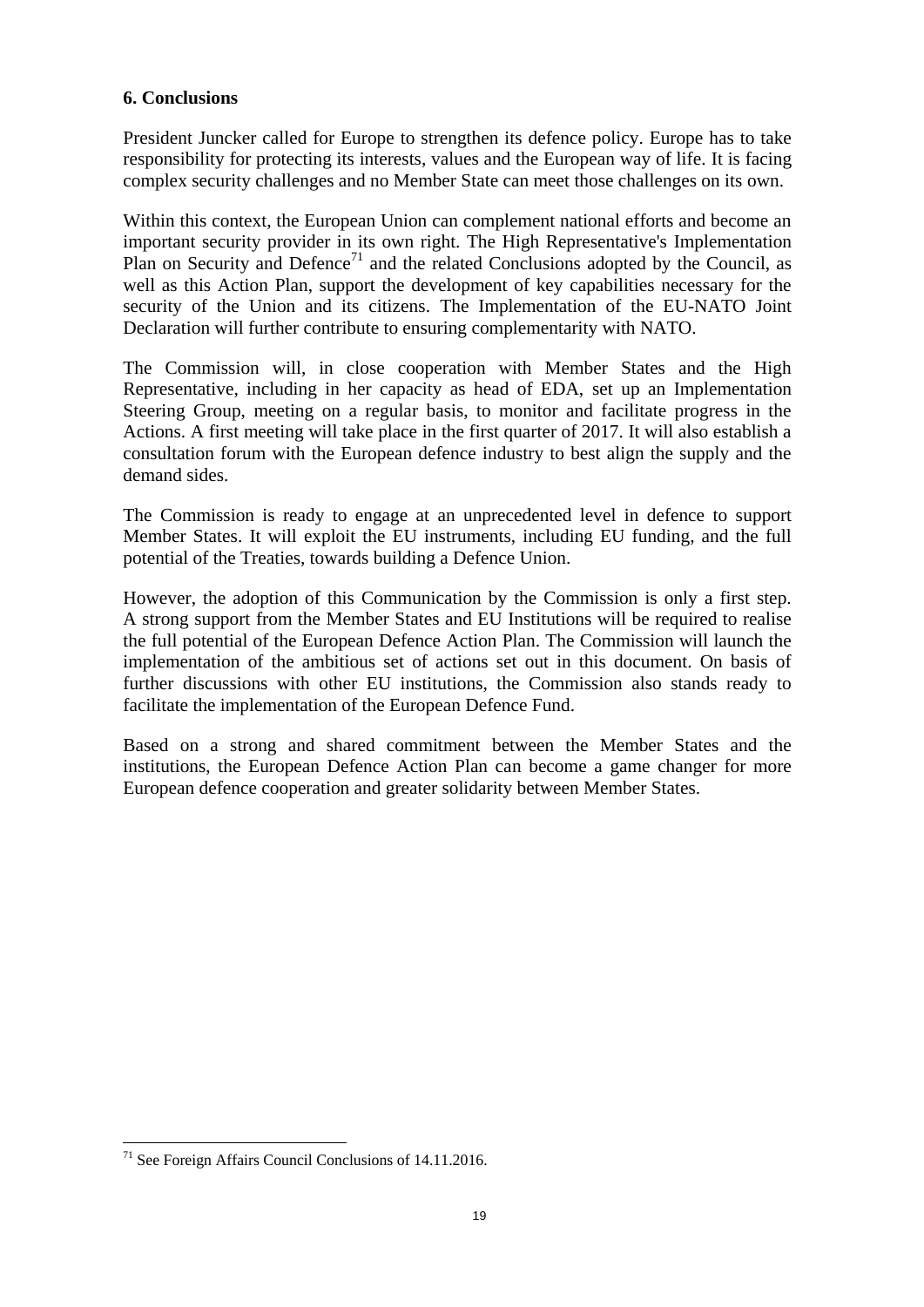## 6. Conclusions

President Juncker called for Europe to strengthen its defence policy. Europe has to take responsibility for protecting its interests, values and the European way of life. It is facing complex security challenges and no Member State can meet those challenges on its own.

Within this context, the European Union can complement national efforts and become an important security provider in its own right. The High Representative's Implementation Plan on Security and Defence[71] and the related Conclusions adopted by the Council, as well as this Action Plan, support the development of key capabilities necessary for the security of the Union and its citizens. The Implementation of the EU-NATO Joint Declaration will further contribute to ensuring complementarity with NATO.

The Commission will, in close cooperation with Member States and the High Representative, including in her capacity as head of EDA, set up an Implementation Steering Group, meeting on a regular basis, to monitor and facilitate progress in the Actions. A first meeting will take place in the first quarter of 2017. It will also establish a consultation forum with the European defence industry to best align the supply and the demand sides.

The Commission is ready to engage at an unprecedented level in defence to support Member States. It will exploit the EU instruments, including EU funding, and the full potential of the Treaties, towards building a Defence Union.

However, the adoption of this Communication by the Commission is only a first step. A strong support from the Member States and EU Institutions will be required to realise the full potential of the European Defence Action Plan. The Commission will launch the implementation of the ambitious set of actions set out in this document. On basis of further discussions with other EU institutions, the Commission also stands ready to facilitate the implementation of the European Defence Fund.

Based on a strong and shared commitment between the Member States and the institutions, the European Defence Action Plan can become a game changer for more European defence cooperation and greater solidarity between Member States.

[71] See Foreign Affairs Council Conclusions of 14.11.2016.